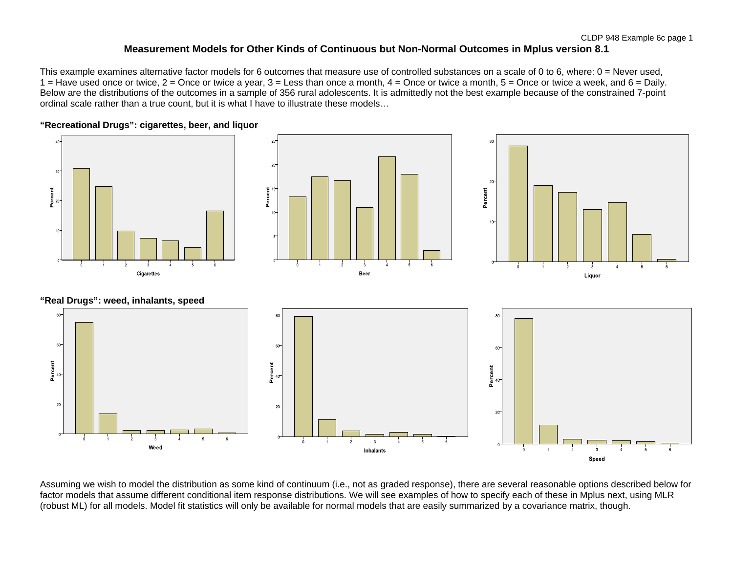# Measurement Models for Other Kinds of Continuous but Non-Normal Outcomes in Mplus version 8.1

This example examines alternative factor models for 6 outcomes that measure use of controlled substances on a scale of 0 to 6, where: 0 = Never used, 1 = Have used once or twice, 2 = Once or twice a year, 3 = Less than once a month, 4 = Once or twice a month, 5 = Once or twice a week, and 6 = Daily. Below are the distributions of the outcomes in a sample of 356 rural adolescents. It is admittedly not the best example because of the constrained 7-point ordinal scale rather than a true count, but it is what I have to illustrate these models…

**"Recreational Drugs": cigarettes, beer, and liquor**

Percent
0 1 2 3 4 5 6
Cigarettes

Percent
0 1 2 3 4 5 6
Beer

Percent
0 1 2 3 4 5 6
Liquor

**"Real Drugs": weed, inhalants, speed**

Percent
0 1 2 3 4 5 6
Weed

Percent
0 1 2 3 4 5 6
Inhalants

Percent
0 1 2 3 4 5 6
Speed

Assuming we wish to model the distribution as some kind of continuum (i.e., not as graded response), there are several reasonable options described below for factor models that assume different conditional item response distributions. We will see examples of how to specify each of these in Mplus next, using MLR (robust ML) for all models. Model fit statistics will only be available for normal models that are easily summarized by a covariance matrix, though.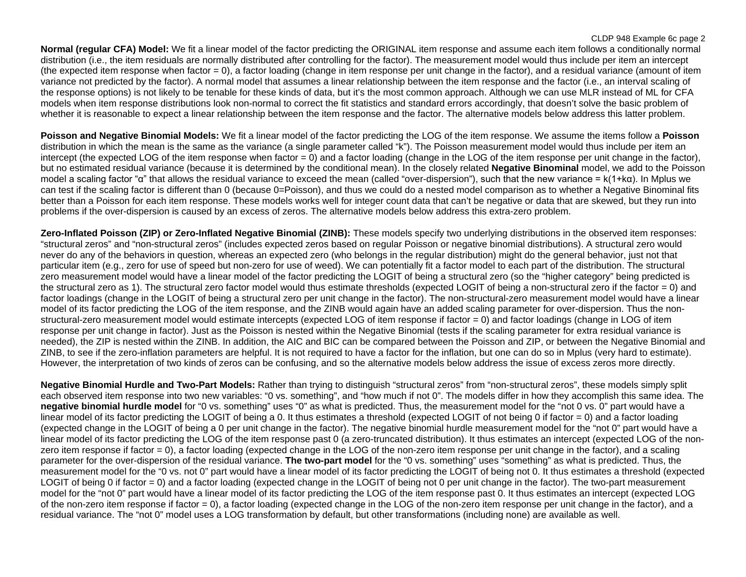**Normal (regular CFA) Model:** We fit a linear model of the factor predicting the ORIGINAL item response and assume each item follows a conditionally normal distribution (i.e., the item residuals are normally distributed after controlling for the factor). The measurement model would thus include per item an intercept (the expected item response when factor = 0), a factor loading (change in item response per unit change in the factor), and a residual variance (amount of item variance not predicted by the factor). A normal model that assumes a linear relationship between the item response and the factor (i.e., an interval scaling of the response options) is not likely to be tenable for these kinds of data, but it's the most common approach. Although we can use MLR instead of ML for CFA models when item response distributions look non-normal to correct the fit statistics and standard errors accordingly, that doesn't solve the basic problem of whether it is reasonable to expect a linear relationship between the item response and the factor. The alternative models below address this latter problem.

**Poisson and Negative Binomial Models:** We fit a linear model of the factor predicting the LOG of the item response. We assume the items follow a **Poisson** distribution in which the mean is the same as the variance (a single parameter called "k"). The Poisson measurement model would thus include per item an intercept (the expected LOG of the item response when factor = 0) and a factor loading (change in the LOG of the item response per unit change in the factor), but no estimated residual variance (because it is determined by the conditional mean). In the closely related **Negative Binominal** model, we add to the Poisson model a scaling factor "α" that allows the residual variance to exceed the mean (called "over-dispersion"), such that the new variance = $k(1+k\alpha)$. In Mplus we can test if the scaling factor is different than 0 (because 0=Poisson), and thus we could do a nested model comparison as to whether a Negative Binominal fits better than a Poisson for each item response. These models works well for integer count data that can't be negative or data that are skewed, but they run into problems if the over-dispersion is caused by an excess of zeros. The alternative models below address this extra-zero problem.

**Zero-Inflated Poisson (ZIP) or Zero-Inflated Negative Binomial (ZINB):** These models specify two underlying distributions in the observed item responses: "structural zeros" and "non-structural zeros" (includes expected zeros based on regular Poisson or negative binomial distributions). A structural zero would never do any of the behaviors in question, whereas an expected zero (who belongs in the regular distribution) might do the general behavior, just not that particular item (e.g., zero for use of speed but non-zero for use of weed). We can potentially fit a factor model to each part of the distribution. The structural zero measurement model would have a linear model of the factor predicting the LOGIT of being a structural zero (so the "higher category" being predicted is the structural zero as 1). The structural zero factor model would thus estimate thresholds (expected LOGIT of being a non-structural zero if the factor = 0) and factor loadings (change in the LOGIT of being a structural zero per unit change in the factor). The non-structural-zero measurement model would have a linear model of its factor predicting the LOG of the item response, and the ZINB would again have an added scaling parameter for over-dispersion. Thus the non-structural-zero measurement model would estimate intercepts (expected LOG of item response if factor = 0) and factor loadings (change in LOG of item response per unit change in factor). Just as the Poisson is nested within the Negative Binomial (tests if the scaling parameter for extra residual variance is needed), the ZIP is nested within the ZINB. In addition, the AIC and BIC can be compared between the Poisson and ZIP, or between the Negative Binomial and ZINB, to see if the zero-inflation parameters are helpful. It is not required to have a factor for the inflation, but one can do so in Mplus (very hard to estimate). However, the interpretation of two kinds of zeros can be confusing, and so the alternative models below address the issue of excess zeros more directly.

**Negative Binomial Hurdle and Two-Part Models:** Rather than trying to distinguish "structural zeros" from "non-structural zeros", these models simply split each observed item response into two new variables: "0 vs. something", and "how much if not 0". The models differ in how they accomplish this same idea. The **negative binomial hurdle model** for "0 vs. something" uses "0" as what is predicted. Thus, the measurement model for the "not 0 vs. 0" part would have a linear model of its factor predicting the LOGIT of being a 0. It thus estimates a threshold (expected LOGIT of not being 0 if factor = 0) and a factor loading (expected change in the LOGIT of being a 0 per unit change in the factor). The negative binomial hurdle measurement model for the "not 0" part would have a linear model of its factor predicting the LOG of the item response past 0 (a zero-truncated distribution). It thus estimates an intercept (expected LOG of the non-zero item response if factor = 0), a factor loading (expected change in the LOG of the non-zero item response per unit change in the factor), and a scaling parameter for the over-dispersion of the residual variance. **The two-part model** for the "0 vs. something" uses "something" as what is predicted. Thus, the measurement model for the "0 vs. not 0" part would have a linear model of its factor predicting the LOGIT of being not 0. It thus estimates a threshold (expected LOGIT of being 0 if factor = 0) and a factor loading (expected change in the LOGIT of being not 0 per unit change in the factor). The two-part measurement model for the "not 0" part would have a linear model of its factor predicting the LOG of the item response past 0. It thus estimates an intercept (expected LOG of the non-zero item response if factor = 0), a factor loading (expected change in the LOG of the non-zero item response per unit change in the factor), and a residual variance. The "not 0" model uses a LOG transformation by default, but other transformations (including none) are available as well.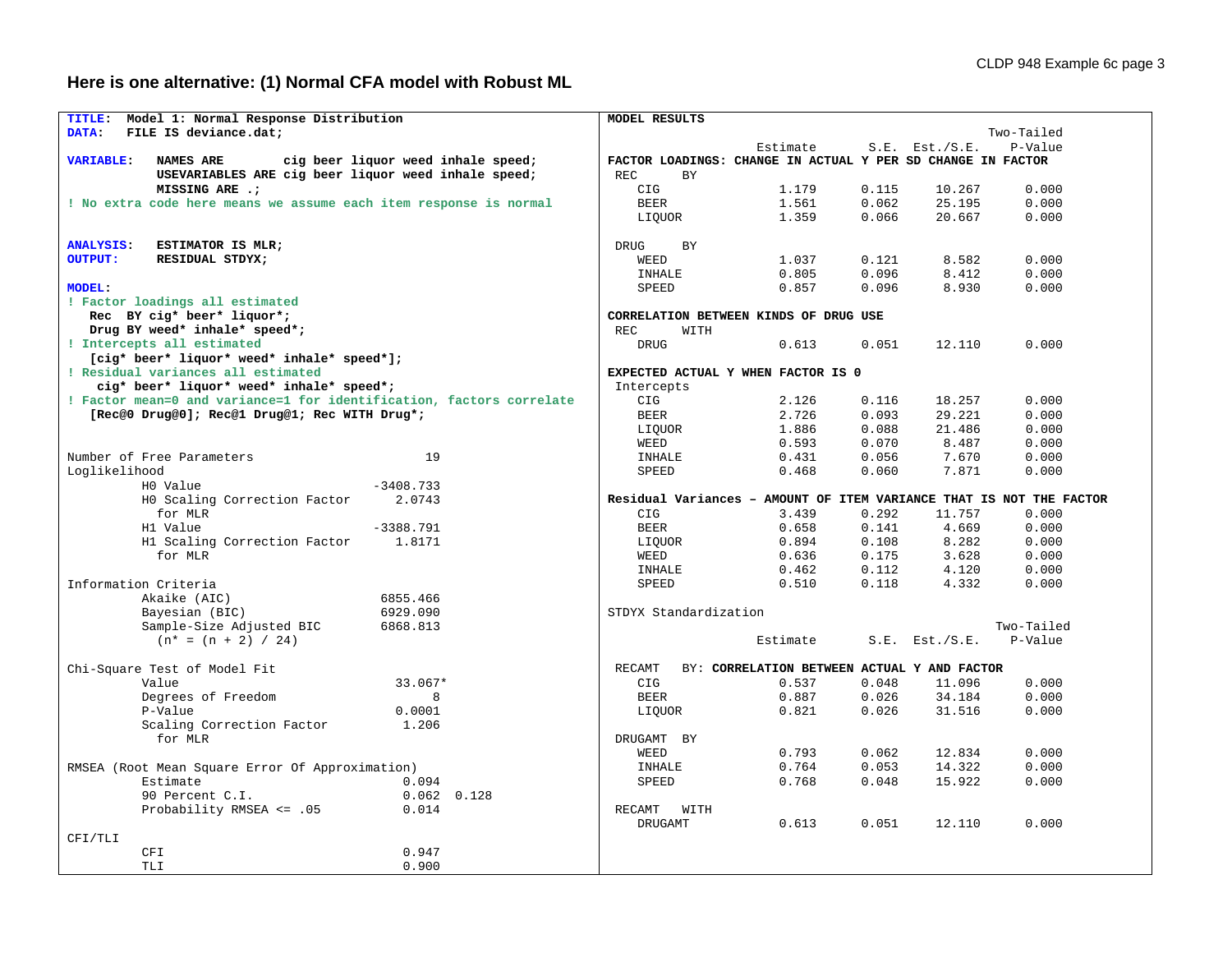## Here is one alternative: (1) Normal CFA model with Robust ML

```
TITLE:  Model 1: Normal Response Distribution
DATA:   FILE IS deviance.dat;

VARIABLE:   NAMES ARE        cig beer liquor weed inhale speed;
            USEVARIABLES ARE cig beer liquor weed inhale speed;
            MISSING ARE .;
! No extra code here means we assume each item response is normal


ANALYSIS:   ESTIMATOR IS MLR;
OUTPUT:     RESIDUAL STDYX;

MODEL:
! Factor loadings all estimated
   Rec  BY cig* beer* liquor*;
   Drug BY weed* inhale* speed*;
! Intercepts all estimated
   [cig* beer* liquor* weed* inhale* speed*];
! Residual variances all estimated
    cig* beer* liquor* weed* inhale* speed*;
! Factor mean=0 and variance=1 for identification, factors correlate
   [Rec@0 Drug@0]; Rec@1 Drug@1; Rec WITH Drug*;


Number of Free Parameters                       19
Loglikelihood
          H0 Value                       -3408.733
          H0 Scaling Correction Factor      2.0743
            for MLR
          H1 Value                       -3388.791
          H1 Scaling Correction Factor      1.8171
            for MLR

Information Criteria
          Akaike (AIC)                    6855.466
          Bayesian (BIC)                  6929.090
          Sample-Size Adjusted BIC        6868.813
            (n* = (n + 2) / 24)

Chi-Square Test of Model Fit
          Value                             33.067*
          Degrees of Freedom                     8
          P-Value                           0.0001
          Scaling Correction Factor          1.206
            for MLR

RMSEA (Root Mean Square Error Of Approximation)
          Estimate                           0.094
          90 Percent C.I.                    0.062  0.128
          Probability RMSEA <= .05           0.014

CFI/TLI
          CFI                                0.947
          TLI                                0.900
```

```
MODEL RESULTS
                                                    Two-Tailed
                    Estimate       S.E.  Est./S.E.    P-Value
FACTOR LOADINGS: CHANGE IN ACTUAL Y PER SD CHANGE IN FACTOR
 REC      BY
    CIG                1.179      0.115     10.267      0.000
    BEER               1.561      0.062     25.195      0.000
    LIQUOR             1.359      0.066     20.667      0.000

 DRUG     BY
    WEED               1.037      0.121      8.582      0.000
    INHALE             0.805      0.096      8.412      0.000
    SPEED              0.857      0.096      8.930      0.000

CORRELATION BETWEEN KINDS OF DRUG USE
 REC      WITH
    DRUG               0.613      0.051     12.110      0.000

EXPECTED ACTUAL Y WHEN FACTOR IS 0
 Intercepts
    CIG                2.126      0.116     18.257      0.000
    BEER               2.726      0.093     29.221      0.000
    LIQUOR             1.886      0.088     21.486      0.000
    WEED               0.593      0.070      8.487      0.000
    INHALE             0.431      0.056      7.670      0.000
    SPEED              0.468      0.060      7.871      0.000

Residual Variances – AMOUNT OF ITEM VARIANCE THAT IS NOT THE FACTOR
    CIG                3.439      0.292     11.757      0.000
    BEER               0.658      0.141      4.669      0.000
    LIQUOR             0.894      0.108      8.282      0.000
    WEED               0.636      0.175      3.628      0.000
    INHALE             0.462      0.112      4.120      0.000
    SPEED              0.510      0.118      4.332      0.000

STDYX Standardization
                                                    Two-Tailed
                    Estimate       S.E.  Est./S.E.    P-Value

 RECAMT   BY: CORRELATION BETWEEN ACTUAL Y AND FACTOR
    CIG                0.537      0.048     11.096      0.000
    BEER               0.887      0.026     34.184      0.000
    LIQUOR             0.821      0.026     31.516      0.000

 DRUGAMT  BY
    WEED               0.793      0.062     12.834      0.000
    INHALE             0.764      0.053     14.322      0.000
    SPEED              0.768      0.048     15.922      0.000

 RECAMT   WITH
    DRUGAMT            0.613      0.051     12.110      0.000
```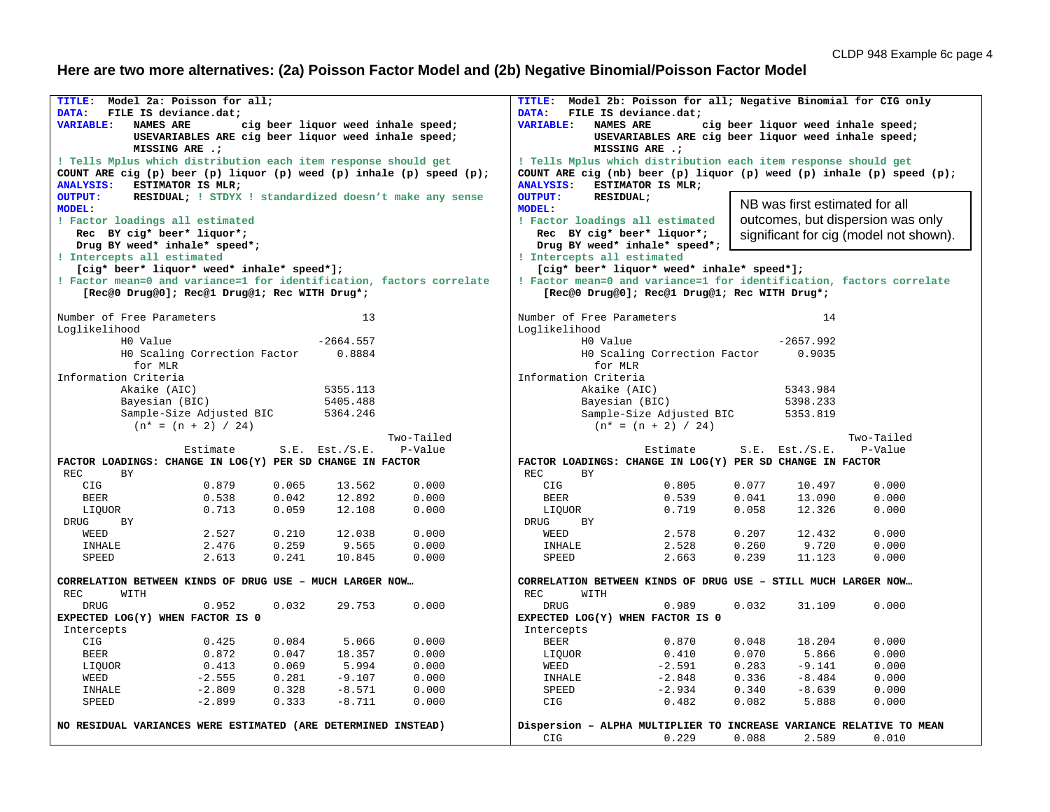## Here are two more alternatives: (2a) Poisson Factor Model and (2b) Negative Binomial/Poisson Factor Model

```
TITLE:  Model 2a: Poisson for all;
DATA:   FILE IS deviance.dat;
VARIABLE:   NAMES ARE       cig beer liquor weed inhale speed;
            USEVARIABLES ARE cig beer liquor weed inhale speed;
            MISSING ARE .;
! Tells Mplus which distribution each item response should get
COUNT ARE cig (p) beer (p) liquor (p) weed (p) inhale (p) speed (p);
ANALYSIS:   ESTIMATOR IS MLR;
OUTPUT:     RESIDUAL; ! STDYX ! standardized doesn't make any sense
MODEL:
! Factor loadings all estimated
   Rec  BY cig* beer* liquor*;
   Drug BY weed* inhale* speed*;
! Intercepts all estimated
   [cig* beer* liquor* weed* inhale* speed*];
! Factor mean=0 and variance=1 for identification, factors correlate
    [Rec@0 Drug@0]; Rec@1 Drug@1; Rec WITH Drug*;

Number of Free Parameters                       13
Loglikelihood
          H0 Value                       -2664.557
          H0 Scaling Correction Factor      0.8884
            for MLR
Information Criteria
          Akaike (AIC)                    5355.113
          Bayesian (BIC)                  5405.488
          Sample-Size Adjusted BIC        5364.246
            (n* = (n + 2) / 24)
                                                    Two-Tailed
                    Estimate       S.E.  Est./S.E.    P-Value
FACTOR LOADINGS: CHANGE IN LOG(Y) PER SD CHANGE IN FACTOR
 REC      BY
    CIG                0.879      0.065     13.562      0.000
    BEER               0.538      0.042     12.892      0.000
    LIQUOR             0.713      0.059     12.108      0.000
 DRUG     BY
    WEED               2.527      0.210     12.038      0.000
    INHALE             2.476      0.259      9.565      0.000
    SPEED              2.613      0.241     10.845      0.000

CORRELATION BETWEEN KINDS OF DRUG USE – MUCH LARGER NOW…
 REC      WITH
    DRUG               0.952      0.032     29.753      0.000
EXPECTED LOG(Y) WHEN FACTOR IS 0
 Intercepts
    CIG                0.425      0.084      5.066      0.000
    BEER               0.872      0.047     18.357      0.000
    LIQUOR             0.413      0.069      5.994      0.000
    WEED              -2.555      0.281     -9.107      0.000
    INHALE            -2.809      0.328     -8.571      0.000
    SPEED             -2.899      0.333     -8.711      0.000

NO RESIDUAL VARIANCES WERE ESTIMATED (ARE DETERMINED INSTEAD)
```

```
TITLE:  Model 2b: Poisson for all; Negative Binomial for CIG only
DATA:   FILE IS deviance.dat;
VARIABLE:   NAMES ARE       cig beer liquor weed inhale speed;
            USEVARIABLES ARE cig beer liquor weed inhale speed;
            MISSING ARE .;
! Tells Mplus which distribution each item response should get
COUNT ARE cig (nb) beer (p) liquor (p) weed (p) inhale (p) speed (p);
ANALYSIS:   ESTIMATOR IS MLR;
OUTPUT:     RESIDUAL;
MODEL:
! Factor loadings all estimated
   Rec  BY cig* beer* liquor*;
   Drug BY weed* inhale* speed*;
! Intercepts all estimated
   [cig* beer* liquor* weed* inhale* speed*];
! Factor mean=0 and variance=1 for identification, factors correlate
    [Rec@0 Drug@0]; Rec@1 Drug@1; Rec WITH Drug*;
```

NB was first estimated for all outcomes, but dispersion was only significant for cig (model not shown).

```
Number of Free Parameters                       14
Loglikelihood
          H0 Value                       -2657.992
          H0 Scaling Correction Factor      0.9035
            for MLR
Information Criteria
          Akaike (AIC)                    5343.984
          Bayesian (BIC)                  5398.233
          Sample-Size Adjusted BIC        5353.819
            (n* = (n + 2) / 24)
                                                    Two-Tailed
                    Estimate       S.E.  Est./S.E.    P-Value
FACTOR LOADINGS: CHANGE IN LOG(Y) PER SD CHANGE IN FACTOR
 REC      BY
    CIG                0.805      0.077     10.497      0.000
    BEER               0.539      0.041     13.090      0.000
    LIQUOR             0.719      0.058     12.326      0.000
 DRUG     BY
    WEED               2.578      0.207     12.432      0.000
    INHALE             2.528      0.260      9.720      0.000
    SPEED              2.663      0.239     11.123      0.000

CORRELATION BETWEEN KINDS OF DRUG USE – STILL MUCH LARGER NOW…
 REC      WITH
    DRUG               0.989      0.032     31.109      0.000
EXPECTED LOG(Y) WHEN FACTOR IS 0
 Intercepts
    BEER               0.870      0.048     18.204      0.000
    LIQUOR             0.410      0.070      5.866      0.000
    WEED              -2.591      0.283     -9.141      0.000
    INHALE            -2.848      0.336     -8.484      0.000
    SPEED             -2.934      0.340     -8.639      0.000
    CIG                0.482      0.082      5.888      0.000

Dispersion – ALPHA MULTIPLIER TO INCREASE VARIANCE RELATIVE TO MEAN
    CIG                0.229      0.088      2.589      0.010
```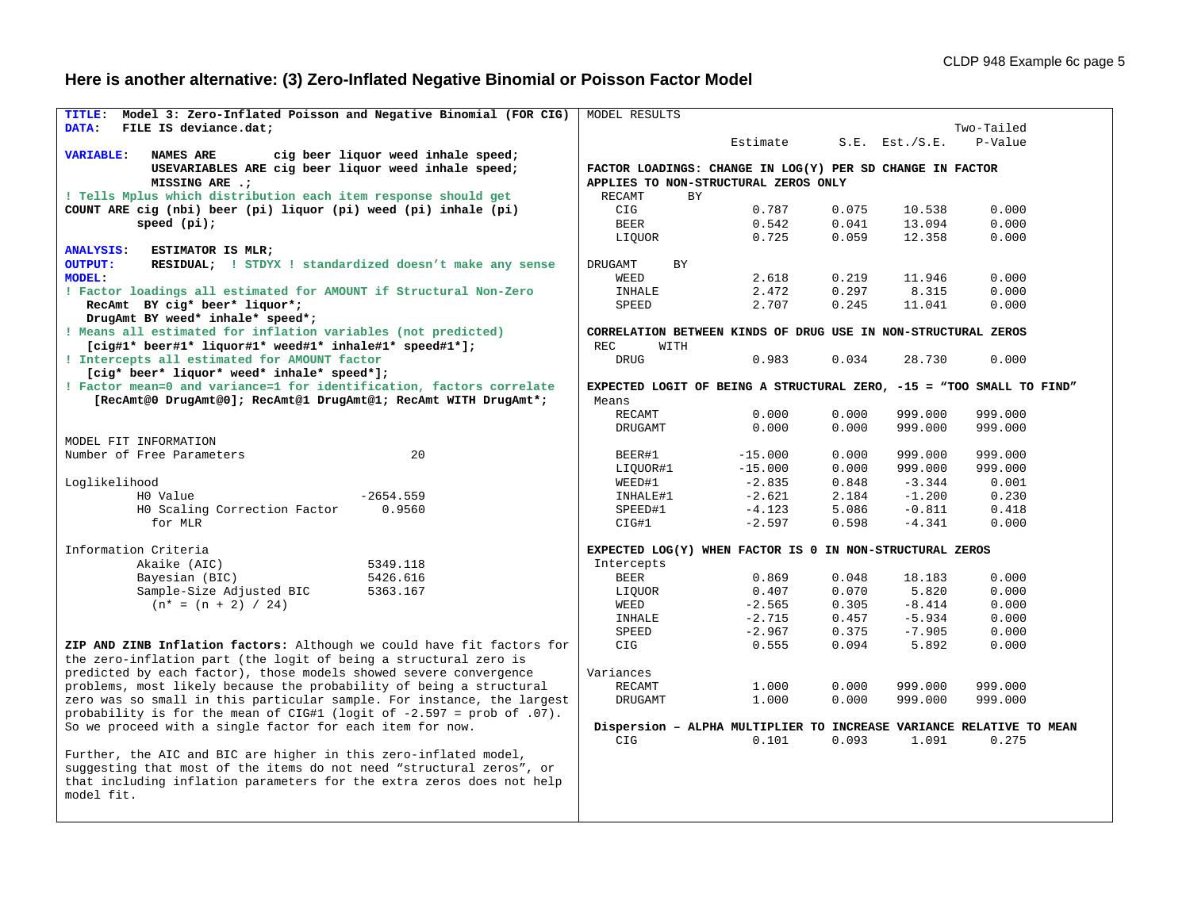## Here is another alternative: (3) Zero-Inflated Negative Binomial or Poisson Factor Model

```
TITLE:  Model 3: Zero-Inflated Poisson and Negative Binomial (FOR CIG)
DATA:   FILE IS deviance.dat;

VARIABLE:   NAMES ARE       cig beer liquor weed inhale speed;
            USEVARIABLES ARE cig beer liquor weed inhale speed;
              MISSING ARE .;
! Tells Mplus which distribution each item response should get
COUNT ARE cig (nbi) beer (pi) liquor (pi) weed (pi) inhale (pi)
          speed (pi);

ANALYSIS:   ESTIMATOR IS MLR;
OUTPUT:     RESIDUAL;  ! STDYX ! standardized doesn't make any sense
MODEL:
! Factor loadings all estimated for AMOUNT if Structural Non-Zero
   RecAmt  BY cig* beer* liquor*;
   DrugAmt BY weed* inhale* speed*;
! Means all estimated for inflation variables (not predicted)
   [cig#1* beer#1* liquor#1* weed#1* inhale#1* speed#1*];
! Intercepts all estimated for AMOUNT factor
   [cig* beer* liquor* weed* inhale* speed*];
! Factor mean=0 and variance=1 for identification, factors correlate
    [RecAmt@0 DrugAmt@0]; RecAmt@1 DrugAmt@1; RecAmt WITH DrugAmt*;
```

```
MODEL FIT INFORMATION
Number of Free Parameters                      20

Loglikelihood
          H0 Value                      -2654.559
          H0 Scaling Correction Factor     0.9560
            for MLR

Information Criteria
          Akaike (AIC)                   5349.118
          Bayesian (BIC)                 5426.616
          Sample-Size Adjusted BIC       5363.167
            (n* = (n + 2) / 24)
```

**ZIP AND ZINB Inflation factors:** Although we could have fit factors for the zero-inflation part (the logit of being a structural zero is predicted by each factor), those models showed severe convergence problems, most likely because the probability of being a structural zero was so small in this particular sample. For instance, the largest probability is for the mean of CIG#1 (logit of -2.597 = prob of .07). So we proceed with a single factor for each item for now.

Further, the AIC and BIC are higher in this zero-inflated model, suggesting that most of the items do not need "structural zeros", or that including inflation parameters for the extra zeros does not help model fit.

```
MODEL RESULTS
                                                         Two-Tailed
                      Estimate       S.E.  Est./S.E.    P-Value

FACTOR LOADINGS: CHANGE IN LOG(Y) PER SD CHANGE IN FACTOR
APPLIES TO NON-STRUCTURAL ZEROS ONLY
 RECAMT      BY
    CIG                0.787      0.075     10.538      0.000
    BEER               0.542      0.041     13.094      0.000
    LIQUOR             0.725      0.059     12.358      0.000

DRUGAMT     BY
    WEED               2.618      0.219     11.946      0.000
    INHALE             2.472      0.297      8.315      0.000
    SPEED              2.707      0.245     11.041      0.000

CORRELATION BETWEEN KINDS OF DRUG USE IN NON-STRUCTURAL ZEROS
 REC      WITH
    DRUG               0.983      0.034     28.730      0.000

EXPECTED LOGIT OF BEING A STRUCTURAL ZERO, -15 = "TOO SMALL TO FIND"
 Means
    RECAMT             0.000      0.000    999.000    999.000
    DRUGAMT            0.000      0.000    999.000    999.000

    BEER#1           -15.000      0.000    999.000    999.000
    LIQUOR#1         -15.000      0.000    999.000    999.000
    WEED#1            -2.835      0.848     -3.344      0.001
    INHALE#1          -2.621      2.184     -1.200      0.230
    SPEED#1           -4.123      5.086     -0.811      0.418
    CIG#1             -2.597      0.598     -4.341      0.000

EXPECTED LOG(Y) WHEN FACTOR IS 0 IN NON-STRUCTURAL ZEROS
 Intercepts
    BEER               0.869      0.048     18.183      0.000
    LIQUOR             0.407      0.070      5.820      0.000
    WEED              -2.565      0.305     -8.414      0.000
    INHALE            -2.715      0.457     -5.934      0.000
    SPEED             -2.967      0.375     -7.905      0.000
    CIG                0.555      0.094      5.892      0.000

Variances
    RECAMT             1.000      0.000    999.000    999.000
    DRUGAMT            1.000      0.000    999.000    999.000

 Dispersion – ALPHA MULTIPLIER TO INCREASE VARIANCE RELATIVE TO MEAN
    CIG                0.101      0.093      1.091      0.275
```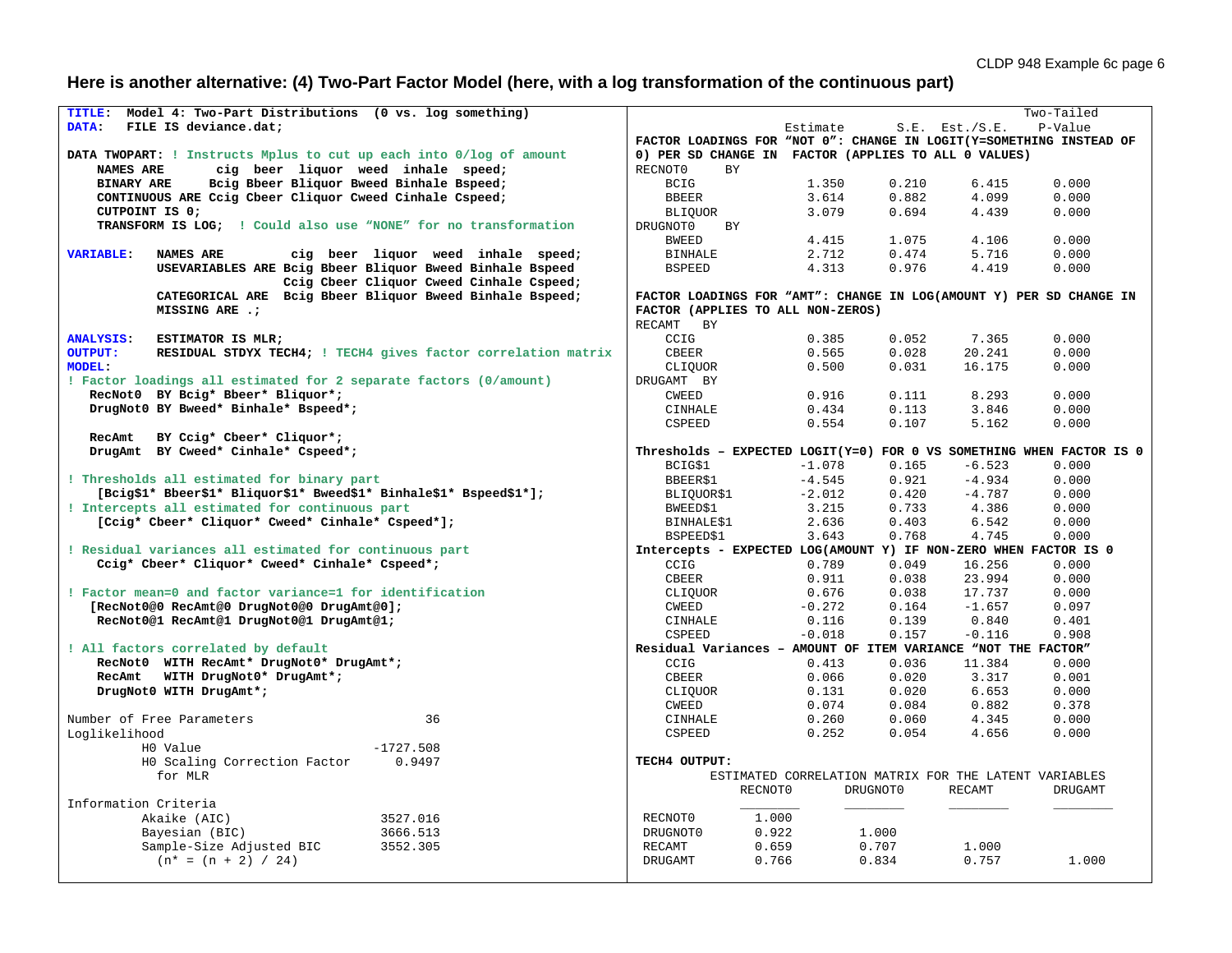## Here is another alternative: (4) Two-Part Factor Model (here, with a log transformation of the continuous part)

```
TITLE:  Model 4: Two-Part Distributions  (0 vs. log something)
DATA:   FILE IS deviance.dat;

DATA TWOPART: ! Instructs Mplus to cut up each into 0/log of amount
    NAMES ARE       cig  beer  liquor  weed  inhale  speed;
    BINARY ARE     Bcig Bbeer Bliquor Bweed Binhale Bspeed;
    CONTINUOUS ARE Ccig Cbeer Cliquor Cweed Cinhale Cspeed;
    CUTPOINT IS 0;
    TRANSFORM IS LOG;  ! Could also use "NONE" for no transformation

VARIABLE:   NAMES ARE         cig  beer  liquor  weed  inhale  speed;
            USEVARIABLES ARE Bcig Bbeer Bliquor Bweed Binhale Bspeed
                             Ccig Cbeer Cliquor Cweed Cinhale Cspeed;
            CATEGORICAL ARE  Bcig Bbeer Bliquor Bweed Binhale Bspeed;
            MISSING ARE .;

ANALYSIS:   ESTIMATOR IS MLR;
OUTPUT:     RESIDUAL STDYX TECH4; ! TECH4 gives factor correlation matrix
MODEL:
! Factor loadings all estimated for 2 separate factors (0/amount)
   RecNot0  BY Bcig* Bbeer* Bliquor*;
   DrugNot0 BY Bweed* Binhale* Bspeed*;

   RecAmt   BY Ccig* Cbeer* Cliquor*;
   DrugAmt  BY Cweed* Cinhale* Cspeed*;

! Thresholds all estimated for binary part
    [Bcig$1* Bbeer$1* Bliquor$1* Bweed$1* Binhale$1* Bspeed$1*];
! Intercepts all estimated for continuous part
    [Ccig* Cbeer* Cliquor* Cweed* Cinhale* Cspeed*];

! Residual variances all estimated for continuous part
    Ccig* Cbeer* Cliquor* Cweed* Cinhale* Cspeed*;

! Factor mean=0 and factor variance=1 for identification
   [RecNot0@0 RecAmt@0 DrugNot0@0 DrugAmt@0];
    RecNot0@1 RecAmt@1 DrugNot0@1 DrugAmt@1;

! All factors correlated by default
    RecNot0  WITH RecAmt* DrugNot0* DrugAmt*;
    RecAmt   WITH DrugNot0* DrugAmt*;
    DrugNot0 WITH DrugAmt*;
```

```
Number of Free Parameters                       36
Loglikelihood
          H0 Value                       -1727.508
          H0 Scaling Correction Factor      0.9497
            for MLR

Information Criteria
          Akaike (AIC)                    3527.016
          Bayesian (BIC)                  3666.513
          Sample-Size Adjusted BIC        3552.305
            (n* = (n + 2) / 24)
```

```
                                                          Two-Tailed
                     Estimate       S.E.  Est./S.E.    P-Value
FACTOR LOADINGS FOR "NOT 0": CHANGE IN LOGIT(Y=SOMETHING INSTEAD OF
0) PER SD CHANGE IN  FACTOR (APPLIES TO ALL 0 VALUES)
RECNOT0     BY
    BCIG               1.350      0.210      6.415      0.000
    BBEER              3.614      0.882      4.099      0.000
    BLIQUOR            3.079      0.694      4.439      0.000
DRUGNOT0    BY
    BWEED              4.415      1.075      4.106      0.000
    BINHALE            2.712      0.474      5.716      0.000
    BSPEED             4.313      0.976      4.419      0.000

FACTOR LOADINGS FOR "AMT": CHANGE IN LOG(AMOUNT Y) PER SD CHANGE IN
FACTOR (APPLIES TO ALL NON-ZEROS)
RECAMT   BY
    CCIG               0.385      0.052      7.365      0.000
    CBEER              0.565      0.028     20.241      0.000
    CLIQUOR            0.500      0.031     16.175      0.000
DRUGAMT  BY
    CWEED              0.916      0.111      8.293      0.000
    CINHALE            0.434      0.113      3.846      0.000
    CSPEED             0.554      0.107      5.162      0.000

Thresholds – EXPECTED LOGIT(Y=0) FOR 0 VS SOMETHING WHEN FACTOR IS 0
    BCIG$1            -1.078      0.165     -6.523      0.000
    BBEER$1           -4.545      0.921     -4.934      0.000
    BLIQUOR$1         -2.012      0.420     -4.787      0.000
    BWEED$1            3.215      0.733      4.386      0.000
    BINHALE$1          2.636      0.403      6.542      0.000
    BSPEED$1           3.643      0.768      4.745      0.000
Intercepts - EXPECTED LOG(AMOUNT Y) IF NON-ZERO WHEN FACTOR IS 0
    CCIG               0.789      0.049     16.256      0.000
    CBEER              0.911      0.038     23.994      0.000
    CLIQUOR            0.676      0.038     17.737      0.000
    CWEED             -0.272      0.164     -1.657      0.097
    CINHALE            0.116      0.139      0.840      0.401
    CSPEED            -0.018      0.157     -0.116      0.908
Residual Variances – AMOUNT OF ITEM VARIANCE "NOT THE FACTOR"
    CCIG               0.413      0.036     11.384      0.000
    CBEER              0.066      0.020      3.317      0.001
    CLIQUOR            0.131      0.020      6.653      0.000
    CWEED              0.074      0.084      0.882      0.378
    CINHALE            0.260      0.060      4.345      0.000
    CSPEED             0.252      0.054      4.656      0.000

TECH4 OUTPUT:
          ESTIMATED CORRELATION MATRIX FOR THE LATENT VARIABLES
              RECNOT0       DRUGNOT0      RECAMT        DRUGAMT
              ________      ________      ________      ________
 RECNOT0        1.000
 DRUGNOT0       0.922         1.000
 RECAMT         0.659         0.707         1.000
 DRUGAMT        0.766         0.834         0.757         1.000
```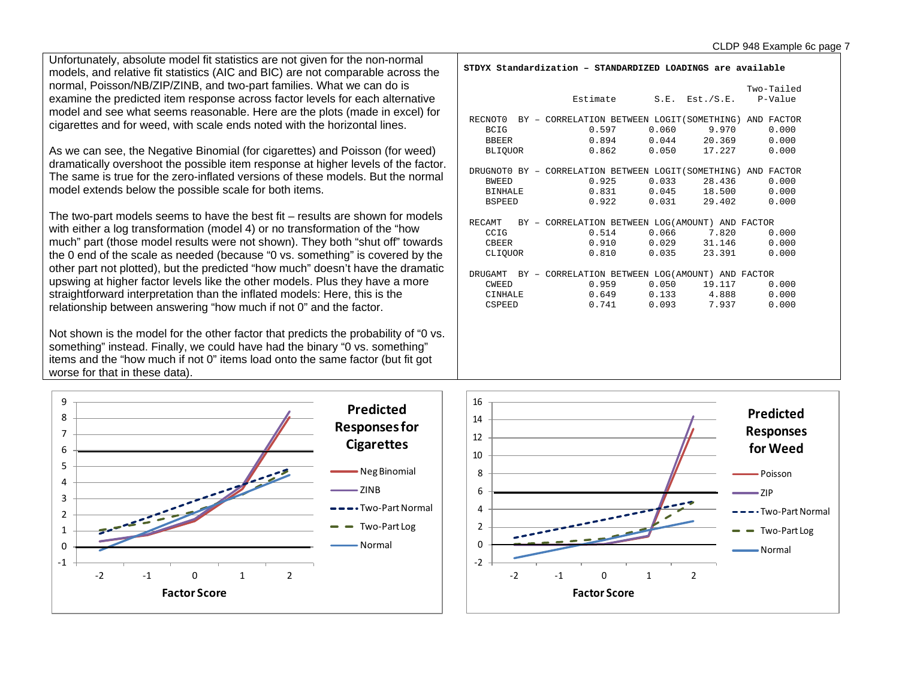Unfortunately, absolute model fit statistics are not given for the non-normal models, and relative fit statistics (AIC and BIC) are not comparable across the normal, Poisson/NB/ZIP/ZINB, and two-part families. What we can do is examine the predicted item response across factor levels for each alternative model and see what seems reasonable. Here are the plots (made in excel) for cigarettes and for weed, with scale ends noted with the horizontal lines.

As we can see, the Negative Binomial (for cigarettes) and Poisson (for weed) dramatically overshoot the possible item response at higher levels of the factor. The same is true for the zero-inflated versions of these models. But the normal model extends below the possible scale for both items.

The two-part models seems to have the best fit – results are shown for models with either a log transformation (model 4) or no transformation of the "how much" part (those model results were not shown). They both "shut off" towards the 0 end of the scale as needed (because "0 vs. something" is covered by the other part not plotted), but the predicted "how much" doesn't have the dramatic upswing at higher factor levels like the other models. Plus they have a more straightforward interpretation than the inflated models: Here, this is the relationship between answering "how much if not 0" and the factor.

Not shown is the model for the other factor that predicts the probability of "0 vs. something" instead. Finally, we could have had the binary "0 vs. something" items and the "how much if not 0" items load onto the same factor (but fit got worse for that in these data).

```
STDYX Standardization – STANDARDIZED LOADINGS are available

                                                       Two-Tailed
                    Estimate       S.E.  Est./S.E.    P-Value

 RECNOT0  BY – CORRELATION BETWEEN LOGIT(SOMETHING) AND FACTOR
    BCIG              0.597      0.060      9.970      0.000
    BBEER             0.894      0.044     20.369      0.000
    BLIQUOR           0.862      0.050     17.227      0.000

 DRUGNOT0 BY – CORRELATION BETWEEN LOGIT(SOMETHING) AND FACTOR
    BWEED             0.925      0.033     28.436      0.000
    BINHALE           0.831      0.045     18.500      0.000
    BSPEED            0.922      0.031     29.402      0.000

 RECAMT   BY – CORRELATION BETWEEN LOG(AMOUNT) AND FACTOR
    CCIG              0.514      0.066      7.820      0.000
    CBEER             0.910      0.029     31.146      0.000
    CLIQUOR           0.810      0.035     23.391      0.000

 DRUGAMT  BY – CORRELATION BETWEEN LOG(AMOUNT) AND FACTOR
    CWEED             0.959      0.050     19.117      0.000
    CINHALE           0.649      0.133      4.888      0.000
    CSPEED            0.741      0.093      7.937      0.000
```

**Predicted Responses for Cigarettes**

Neg Binomial
ZINB
Two-Part Normal
Two-Part Log
Normal

Factor Score

-1 0 1 2 3 4 5 6 7 8 9

-2 -1 0 1 2

**Predicted Responses for Weed**

Poisson
ZIP
Two-Part Normal
Two-Part Log
Normal

Factor Score

-2 0 2 4 6 8 10 12 14 16

-2 -1 0 1 2